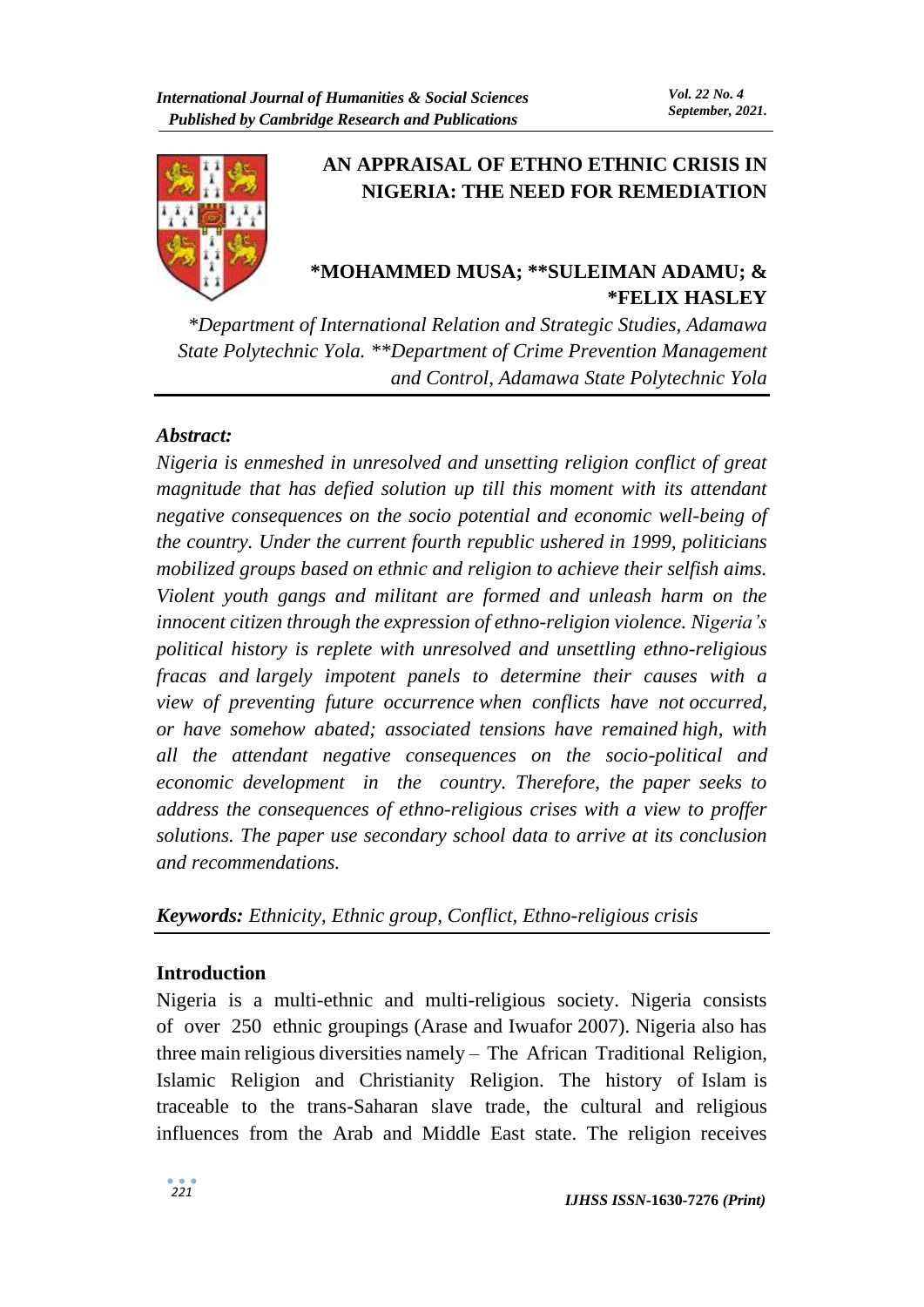# AN APPRAISAL OF ETHNO ETHNIC CRISIS IN NIGERIA: THE NEED FOR REMEDIATION

**\*MOHAMMED MUSA; \*\*SULEIMAN ADAMU; & \*FELIX HASLEY**

*\*Department of International Relation and Strategic Studies, Adamawa State Polytechnic Yola. \*\*Department of Crime Prevention Management and Control, Adamawa State Polytechnic Yola*

***Abstract:***

*Nigeria is enmeshed in unresolved and unsetting religion conflict of great magnitude that has defied solution up till this moment with its attendant negative consequences on the socio potential and economic well-being of the country. Under the current fourth republic ushered in 1999, politicians mobilized groups based on ethnic and religion to achieve their selfish aims. Violent youth gangs and militant are formed and unleash harm on the innocent citizen through the expression of ethno-religion violence. Nigeria's political history is replete with unresolved and unsettling ethno-religious fracas and largely impotent panels to determine their causes with a view of preventing future occurrence when conflicts have not occurred, or have somehow abated; associated tensions have remained high, with all the attendant negative consequences on the socio-political and economic development in the country. Therefore, the paper seeks to address the consequences of ethno-religious crises with a view to proffer solutions. The paper use secondary school data to arrive at its conclusion and recommendations.*

***Keywords:*** *Ethnicity, Ethnic group, Conflict, Ethno-religious crisis*

## Introduction

Nigeria is a multi-ethnic and multi-religious society. Nigeria consists of over 250 ethnic groupings (Arase and Iwuafor 2007). Nigeria also has three main religious diversities namely – The African Traditional Religion, Islamic Religion and Christianity Religion. The history of Islam is traceable to the trans-Saharan slave trade, the cultural and religious influences from the Arab and Middle East state. The religion receives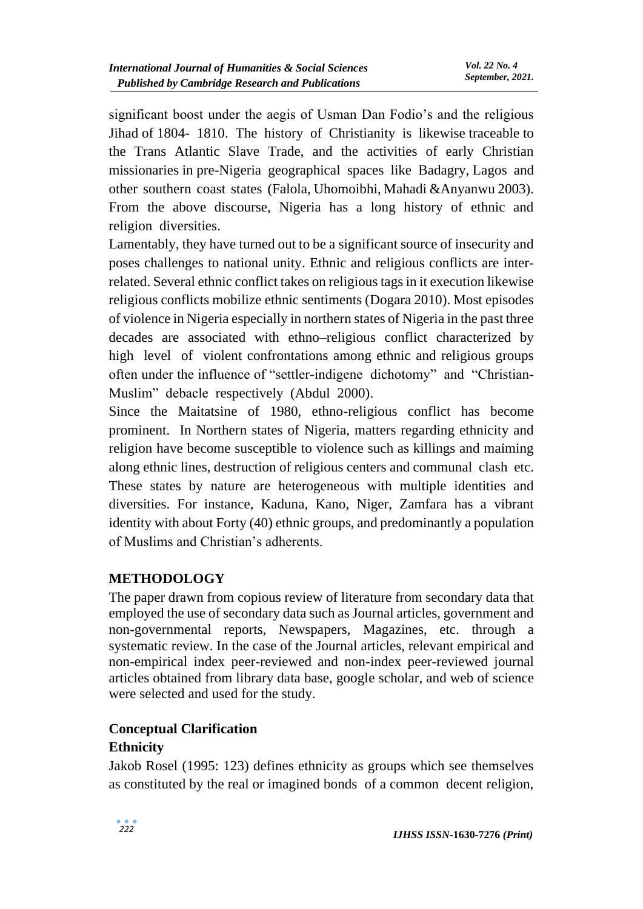significant boost under the aegis of Usman Dan Fodio's and the religious Jihad of 1804- 1810. The history of Christianity is likewise traceable to the Trans Atlantic Slave Trade, and the activities of early Christian missionaries in pre-Nigeria geographical spaces like Badagry, Lagos and other southern coast states (Falola, Uhomoibhi, Mahadi &Anyanwu 2003). From the above discourse, Nigeria has a long history of ethnic and religion diversities.

Lamentably, they have turned out to be a significant source of insecurity and poses challenges to national unity. Ethnic and religious conflicts are inter-related. Several ethnic conflict takes on religious tags in it execution likewise religious conflicts mobilize ethnic sentiments (Dogara 2010). Most episodes of violence in Nigeria especially in northern states of Nigeria in the past three decades are associated with ethno–religious conflict characterized by high level of violent confrontations among ethnic and religious groups often under the influence of "settler-indigene dichotomy" and "Christian-Muslim" debacle respectively (Abdul 2000).

Since the Maitatsine of 1980, ethno-religious conflict has become prominent. In Northern states of Nigeria, matters regarding ethnicity and religion have become susceptible to violence such as killings and maiming along ethnic lines, destruction of religious centers and communal clash etc. These states by nature are heterogeneous with multiple identities and diversities. For instance, Kaduna, Kano, Niger, Zamfara has a vibrant identity with about Forty (40) ethnic groups, and predominantly a population of Muslims and Christian's adherents.

## METHODOLOGY

The paper drawn from copious review of literature from secondary data that employed the use of secondary data such as Journal articles, government and non-governmental reports, Newspapers, Magazines, etc. through a systematic review. In the case of the Journal articles, relevant empirical and non-empirical index peer-reviewed and non-index peer-reviewed journal articles obtained from library data base, google scholar, and web of science were selected and used for the study.

## Conceptual Clarification

### Ethnicity

Jakob Rosel (1995: 123) defines ethnicity as groups which see themselves as constituted by the real or imagined bonds of a common decent religion,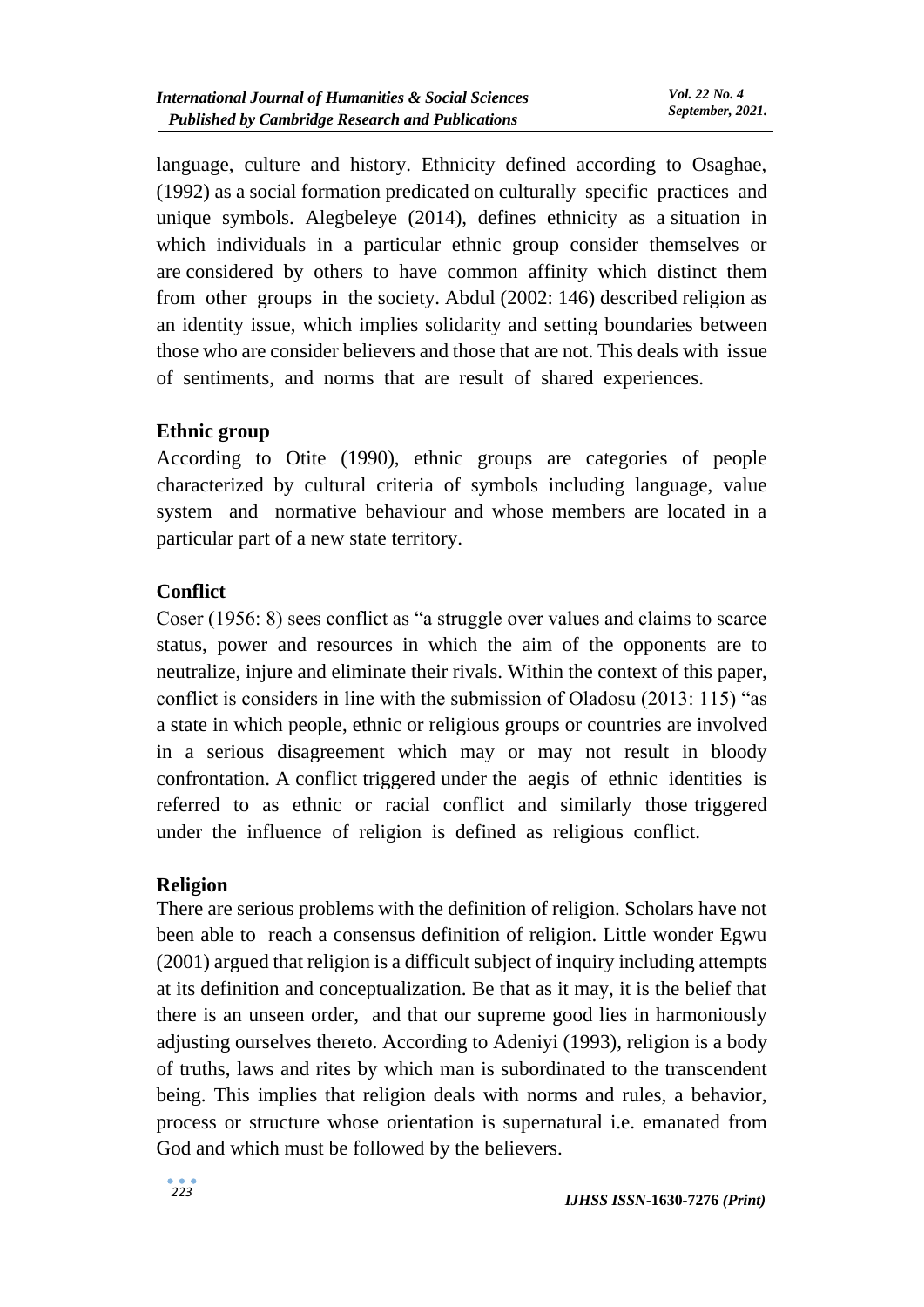language, culture and history. Ethnicity defined according to Osaghae, (1992) as a social formation predicated on culturally specific practices and unique symbols. Alegbeleye (2014), defines ethnicity as a situation in which individuals in a particular ethnic group consider themselves or are considered by others to have common affinity which distinct them from other groups in the society. Abdul (2002: 146) described religion as an identity issue, which implies solidarity and setting boundaries between those who are consider believers and those that are not. This deals with issue of sentiments, and norms that are result of shared experiences.

## Ethnic group

According to Otite (1990), ethnic groups are categories of people characterized by cultural criteria of symbols including language, value system and normative behaviour and whose members are located in a particular part of a new state territory.

## Conflict

Coser (1956: 8) sees conflict as "a struggle over values and claims to scarce status, power and resources in which the aim of the opponents are to neutralize, injure and eliminate their rivals. Within the context of this paper, conflict is considers in line with the submission of Oladosu (2013: 115) "as a state in which people, ethnic or religious groups or countries are involved in a serious disagreement which may or may not result in bloody confrontation. A conflict triggered under the aegis of ethnic identities is referred to as ethnic or racial conflict and similarly those triggered under the influence of religion is defined as religious conflict.

## Religion

There are serious problems with the definition of religion. Scholars have not been able to reach a consensus definition of religion. Little wonder Egwu (2001) argued that religion is a difficult subject of inquiry including attempts at its definition and conceptualization. Be that as it may, it is the belief that there is an unseen order, and that our supreme good lies in harmoniously adjusting ourselves thereto. According to Adeniyi (1993), religion is a body of truths, laws and rites by which man is subordinated to the transcendent being. This implies that religion deals with norms and rules, a behavior, process or structure whose orientation is supernatural i.e. emanated from God and which must be followed by the believers.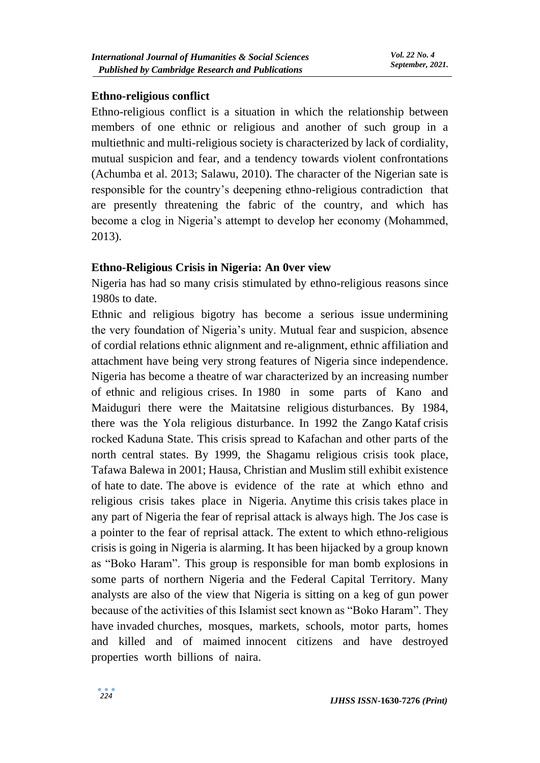### Ethno-religious conflict

Ethno-religious conflict is a situation in which the relationship between members of one ethnic or religious and another of such group in a multiethnic and multi-religious society is characterized by lack of cordiality, mutual suspicion and fear, and a tendency towards violent confrontations (Achumba et al. 2013; Salawu, 2010). The character of the Nigerian sate is responsible for the country's deepening ethno-religious contradiction that are presently threatening the fabric of the country, and which has become a clog in Nigeria's attempt to develop her economy (Mohammed, 2013).

### Ethno-Religious Crisis in Nigeria: An 0ver view

Nigeria has had so many crisis stimulated by ethno-religious reasons since 1980s to date.

Ethnic and religious bigotry has become a serious issue undermining the very foundation of Nigeria's unity. Mutual fear and suspicion, absence of cordial relations ethnic alignment and re-alignment, ethnic affiliation and attachment have being very strong features of Nigeria since independence. Nigeria has become a theatre of war characterized by an increasing number of ethnic and religious crises. In 1980 in some parts of Kano and Maiduguri there were the Maitatsine religious disturbances. By 1984, there was the Yola religious disturbance. In 1992 the Zango Kataf crisis rocked Kaduna State. This crisis spread to Kafachan and other parts of the north central states. By 1999, the Shagamu religious crisis took place, Tafawa Balewa in 2001; Hausa, Christian and Muslim still exhibit existence of hate to date. The above is evidence of the rate at which ethno and religious crisis takes place in Nigeria. Anytime this crisis takes place in any part of Nigeria the fear of reprisal attack is always high. The Jos case is a pointer to the fear of reprisal attack. The extent to which ethno-religious crisis is going in Nigeria is alarming. It has been hijacked by a group known as "Boko Haram". This group is responsible for man bomb explosions in some parts of northern Nigeria and the Federal Capital Territory. Many analysts are also of the view that Nigeria is sitting on a keg of gun power because of the activities of this Islamist sect known as "Boko Haram". They have invaded churches, mosques, markets, schools, motor parts, homes and killed and of maimed innocent citizens and have destroyed properties worth billions of naira.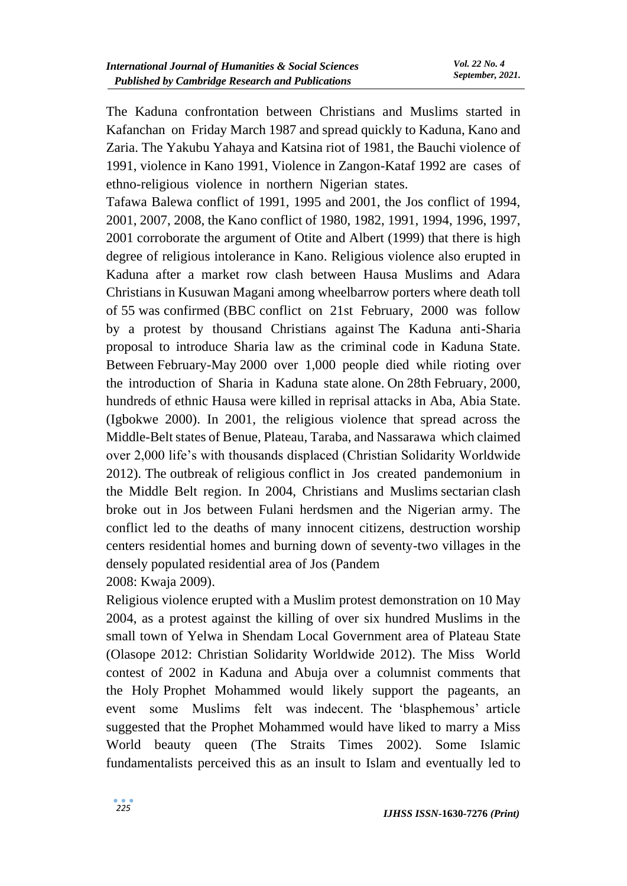The Kaduna confrontation between Christians and Muslims started in Kafanchan on Friday March 1987 and spread quickly to Kaduna, Kano and Zaria. The Yakubu Yahaya and Katsina riot of 1981, the Bauchi violence of 1991, violence in Kano 1991, Violence in Zangon-Kataf 1992 are cases of ethno-religious violence in northern Nigerian states.

Tafawa Balewa conflict of 1991, 1995 and 2001, the Jos conflict of 1994, 2001, 2007, 2008, the Kano conflict of 1980, 1982, 1991, 1994, 1996, 1997, 2001 corroborate the argument of Otite and Albert (1999) that there is high degree of religious intolerance in Kano. Religious violence also erupted in Kaduna after a market row clash between Hausa Muslims and Adara Christians in Kusuwan Magani among wheelbarrow porters where death toll of 55 was confirmed (BBC conflict on 21st February, 2000 was follow by a protest by thousand Christians against The Kaduna anti-Sharia proposal to introduce Sharia law as the criminal code in Kaduna State. Between February-May 2000 over 1,000 people died while rioting over the introduction of Sharia in Kaduna state alone. On 28th February, 2000, hundreds of ethnic Hausa were killed in reprisal attacks in Aba, Abia State. (Igbokwe 2000). In 2001, the religious violence that spread across the Middle-Belt states of Benue, Plateau, Taraba, and Nassarawa which claimed over 2,000 life's with thousands displaced (Christian Solidarity Worldwide 2012). The outbreak of religious conflict in Jos created pandemonium in the Middle Belt region. In 2004, Christians and Muslims sectarian clash broke out in Jos between Fulani herdsmen and the Nigerian army. The conflict led to the deaths of many innocent citizens, destruction worship centers residential homes and burning down of seventy-two villages in the densely populated residential area of Jos (Pandem 2008: Kwaja 2009).

Religious violence erupted with a Muslim protest demonstration on 10 May 2004, as a protest against the killing of over six hundred Muslims in the small town of Yelwa in Shendam Local Government area of Plateau State (Olasope 2012: Christian Solidarity Worldwide 2012). The Miss World contest of 2002 in Kaduna and Abuja over a columnist comments that the Holy Prophet Mohammed would likely support the pageants, an event some Muslims felt was indecent. The 'blasphemous' article suggested that the Prophet Mohammed would have liked to marry a Miss World beauty queen (The Straits Times 2002). Some Islamic fundamentalists perceived this as an insult to Islam and eventually led to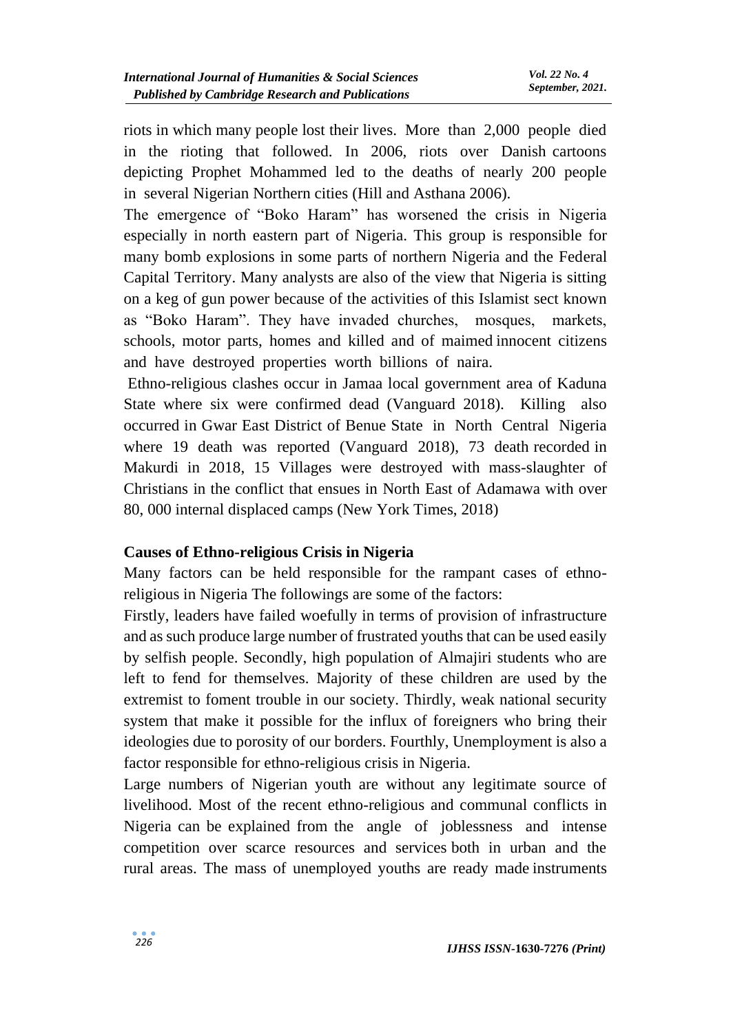riots in which many people lost their lives. More than 2,000 people died in the rioting that followed. In 2006, riots over Danish cartoons depicting Prophet Mohammed led to the deaths of nearly 200 people in several Nigerian Northern cities (Hill and Asthana 2006).

The emergence of "Boko Haram" has worsened the crisis in Nigeria especially in north eastern part of Nigeria. This group is responsible for many bomb explosions in some parts of northern Nigeria and the Federal Capital Territory. Many analysts are also of the view that Nigeria is sitting on a keg of gun power because of the activities of this Islamist sect known as "Boko Haram". They have invaded churches, mosques, markets, schools, motor parts, homes and killed and of maimed innocent citizens and have destroyed properties worth billions of naira.

Ethno-religious clashes occur in Jamaa local government area of Kaduna State where six were confirmed dead (Vanguard 2018). Killing also occurred in Gwar East District of Benue State in North Central Nigeria where 19 death was reported (Vanguard 2018), 73 death recorded in Makurdi in 2018, 15 Villages were destroyed with mass-slaughter of Christians in the conflict that ensues in North East of Adamawa with over 80, 000 internal displaced camps (New York Times, 2018)

## Causes of Ethno-religious Crisis in Nigeria

Many factors can be held responsible for the rampant cases of ethno-religious in Nigeria The followings are some of the factors:

Firstly, leaders have failed woefully in terms of provision of infrastructure and as such produce large number of frustrated youths that can be used easily by selfish people. Secondly, high population of Almajiri students who are left to fend for themselves. Majority of these children are used by the extremist to foment trouble in our society. Thirdly, weak national security system that make it possible for the influx of foreigners who bring their ideologies due to porosity of our borders. Fourthly, Unemployment is also a factor responsible for ethno-religious crisis in Nigeria.

Large numbers of Nigerian youth are without any legitimate source of livelihood. Most of the recent ethno-religious and communal conflicts in Nigeria can be explained from the angle of joblessness and intense competition over scarce resources and services both in urban and the rural areas. The mass of unemployed youths are ready made instruments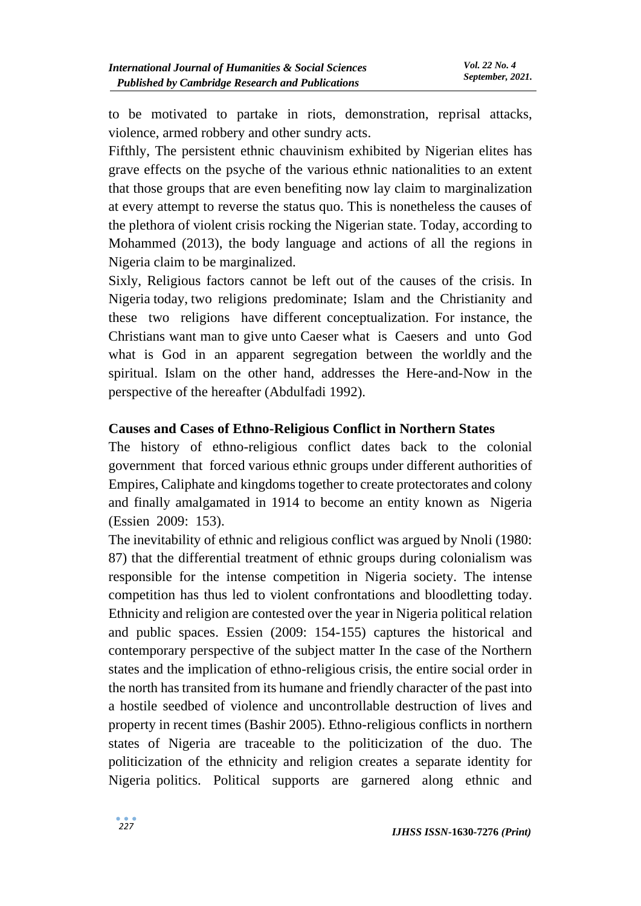to be motivated to partake in riots, demonstration, reprisal attacks, violence, armed robbery and other sundry acts.

Fifthly, The persistent ethnic chauvinism exhibited by Nigerian elites has grave effects on the psyche of the various ethnic nationalities to an extent that those groups that are even benefiting now lay claim to marginalization at every attempt to reverse the status quo. This is nonetheless the causes of the plethora of violent crisis rocking the Nigerian state. Today, according to Mohammed (2013), the body language and actions of all the regions in Nigeria claim to be marginalized.

Sixly, Religious factors cannot be left out of the causes of the crisis. In Nigeria today, two religions predominate; Islam and the Christianity and these two religions have different conceptualization. For instance, the Christians want man to give unto Caeser what is Caesers and unto God what is God in an apparent segregation between the worldly and the spiritual. Islam on the other hand, addresses the Here-and-Now in the perspective of the hereafter (Abdulfadi 1992).

**Causes and Cases of Ethno-Religious Conflict in Northern States**

The history of ethno-religious conflict dates back to the colonial government that forced various ethnic groups under different authorities of Empires, Caliphate and kingdoms together to create protectorates and colony and finally amalgamated in 1914 to become an entity known as Nigeria (Essien 2009: 153).

The inevitability of ethnic and religious conflict was argued by Nnoli (1980: 87) that the differential treatment of ethnic groups during colonialism was responsible for the intense competition in Nigeria society. The intense competition has thus led to violent confrontations and bloodletting today. Ethnicity and religion are contested over the year in Nigeria political relation and public spaces. Essien (2009: 154-155) captures the historical and contemporary perspective of the subject matter In the case of the Northern states and the implication of ethno-religious crisis, the entire social order in the north has transited from its humane and friendly character of the past into a hostile seedbed of violence and uncontrollable destruction of lives and property in recent times (Bashir 2005). Ethno-religious conflicts in northern states of Nigeria are traceable to the politicization of the duo. The politicization of the ethnicity and religion creates a separate identity for Nigeria politics. Political supports are garnered along ethnic and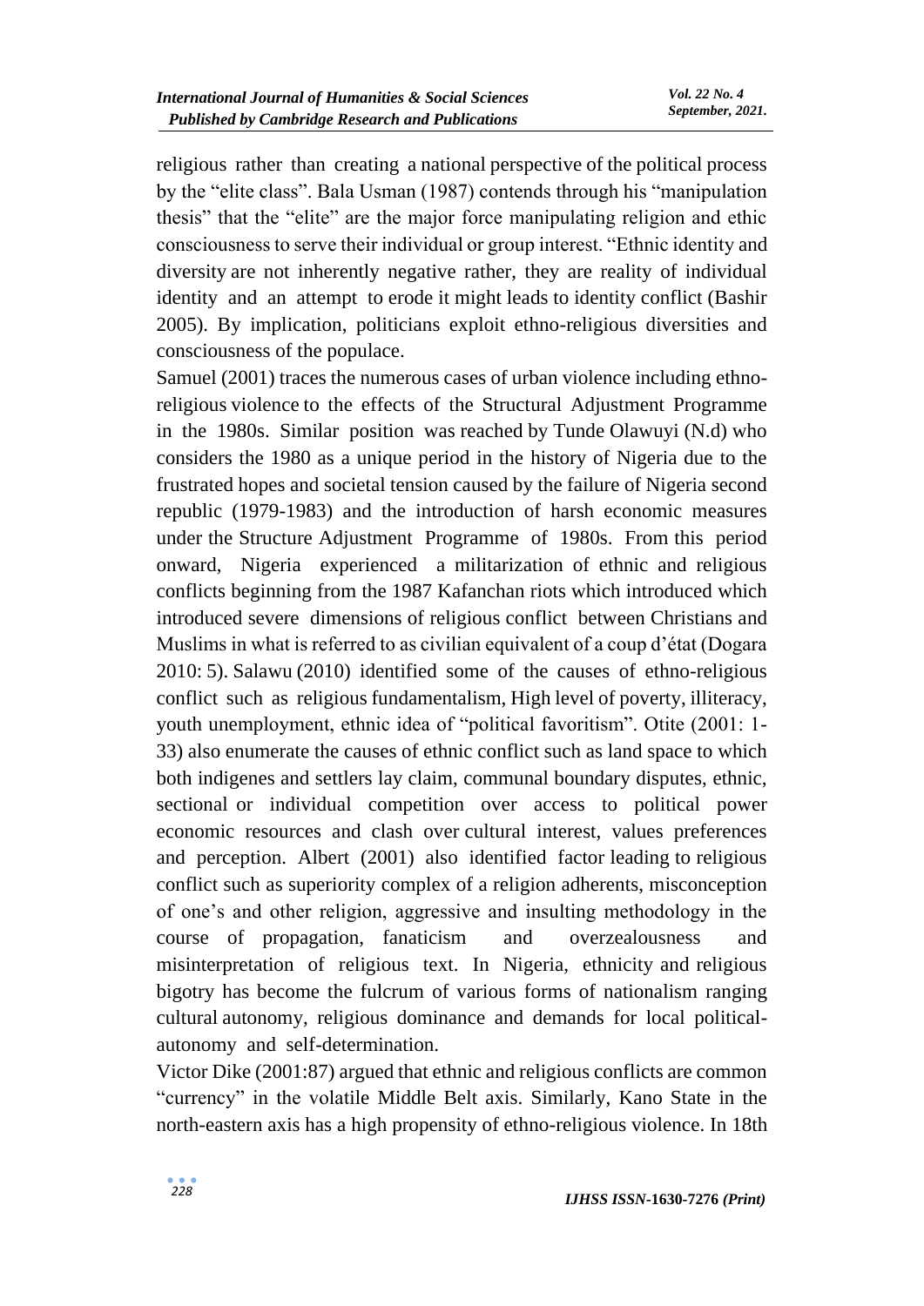religious rather than creating a national perspective of the political process by the "elite class". Bala Usman (1987) contends through his "manipulation thesis" that the "elite" are the major force manipulating religion and ethic consciousness to serve their individual or group interest. "Ethnic identity and diversity are not inherently negative rather, they are reality of individual identity and an attempt to erode it might leads to identity conflict (Bashir 2005). By implication, politicians exploit ethno-religious diversities and consciousness of the populace.

Samuel (2001) traces the numerous cases of urban violence including ethno-religious violence to the effects of the Structural Adjustment Programme in the 1980s. Similar position was reached by Tunde Olawuyi (N.d) who considers the 1980 as a unique period in the history of Nigeria due to the frustrated hopes and societal tension caused by the failure of Nigeria second republic (1979-1983) and the introduction of harsh economic measures under the Structure Adjustment Programme of 1980s. From this period onward, Nigeria experienced a militarization of ethnic and religious conflicts beginning from the 1987 Kafanchan riots which introduced which introduced severe dimensions of religious conflict between Christians and Muslims in what is referred to as civilian equivalent of a coup d'état (Dogara 2010: 5). Salawu (2010) identified some of the causes of ethno-religious conflict such as religious fundamentalism, High level of poverty, illiteracy, youth unemployment, ethnic idea of "political favoritism". Otite (2001: 1-33) also enumerate the causes of ethnic conflict such as land space to which both indigenes and settlers lay claim, communal boundary disputes, ethnic, sectional or individual competition over access to political power economic resources and clash over cultural interest, values preferences and perception. Albert (2001) also identified factor leading to religious conflict such as superiority complex of a religion adherents, misconception of one's and other religion, aggressive and insulting methodology in the course of propagation, fanaticism and overzealousness and misinterpretation of religious text. In Nigeria, ethnicity and religious bigotry has become the fulcrum of various forms of nationalism ranging cultural autonomy, religious dominance and demands for local political-autonomy and self-determination.

Victor Dike (2001:87) argued that ethnic and religious conflicts are common "currency" in the volatile Middle Belt axis. Similarly, Kano State in the north-eastern axis has a high propensity of ethno-religious violence. In 18th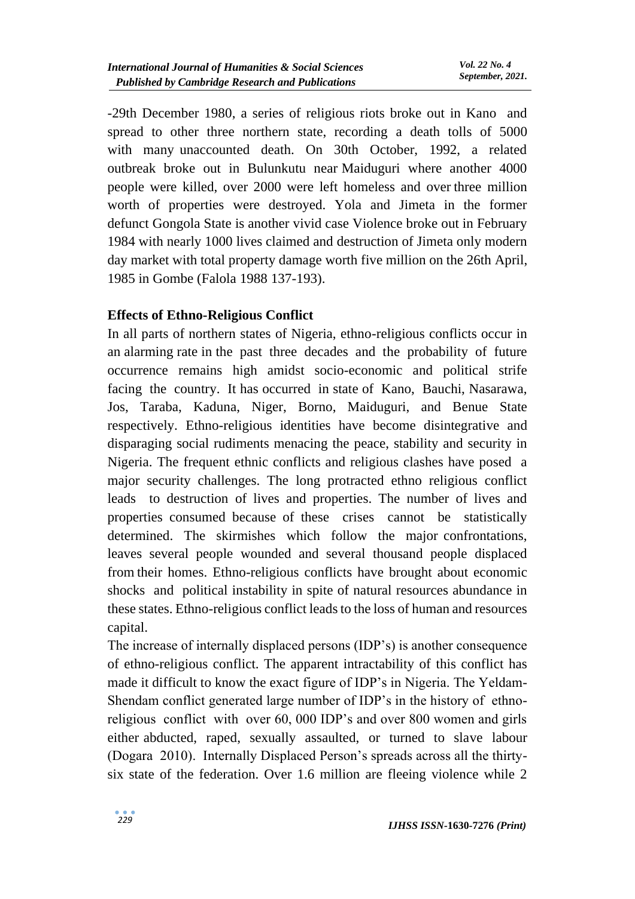-29th December 1980, a series of religious riots broke out in Kano and spread to other three northern state, recording a death tolls of 5000 with many unaccounted death. On 30th October, 1992, a related outbreak broke out in Bulunkutu near Maiduguri where another 4000 people were killed, over 2000 were left homeless and over three million worth of properties were destroyed. Yola and Jimeta in the former defunct Gongola State is another vivid case Violence broke out in February 1984 with nearly 1000 lives claimed and destruction of Jimeta only modern day market with total property damage worth five million on the 26th April, 1985 in Gombe (Falola 1988 137-193).

**Effects of Ethno-Religious Conflict**

In all parts of northern states of Nigeria, ethno-religious conflicts occur in an alarming rate in the past three decades and the probability of future occurrence remains high amidst socio-economic and political strife facing the country. It has occurred in state of Kano, Bauchi, Nasarawa, Jos, Taraba, Kaduna, Niger, Borno, Maiduguri, and Benue State respectively. Ethno-religious identities have become disintegrative and disparaging social rudiments menacing the peace, stability and security in Nigeria. The frequent ethnic conflicts and religious clashes have posed a major security challenges. The long protracted ethno religious conflict leads to destruction of lives and properties. The number of lives and properties consumed because of these crises cannot be statistically determined. The skirmishes which follow the major confrontations, leaves several people wounded and several thousand people displaced from their homes. Ethno-religious conflicts have brought about economic shocks and political instability in spite of natural resources abundance in these states. Ethno-religious conflict leads to the loss of human and resources capital.

The increase of internally displaced persons (IDP's) is another consequence of ethno-religious conflict. The apparent intractability of this conflict has made it difficult to know the exact figure of IDP's in Nigeria. The Yeldam-Shendam conflict generated large number of IDP's in the history of ethno-religious conflict with over 60, 000 IDP's and over 800 women and girls either abducted, raped, sexually assaulted, or turned to slave labour (Dogara 2010). Internally Displaced Person's spreads across all the thirty-six state of the federation. Over 1.6 million are fleeing violence while 2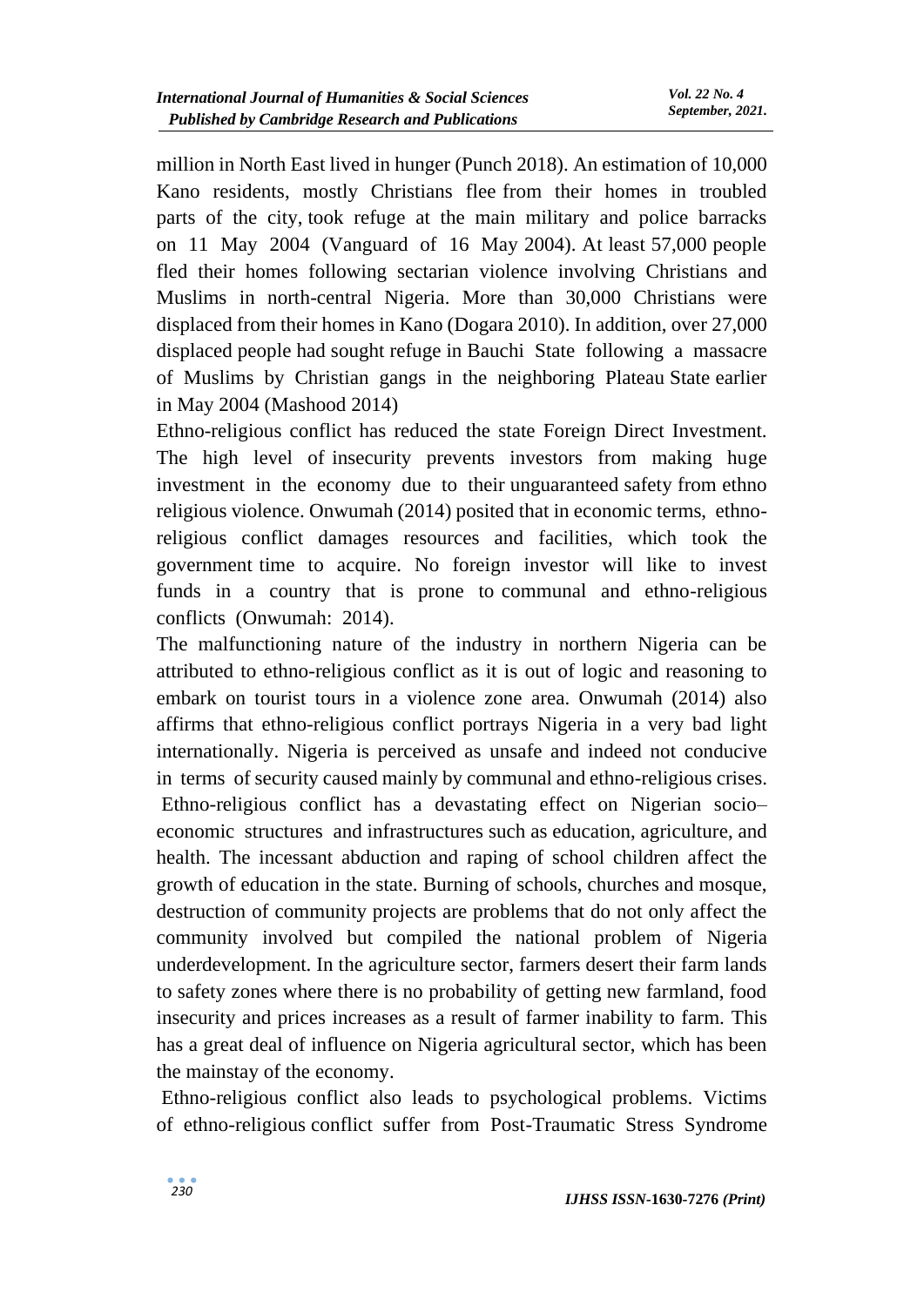million in North East lived in hunger (Punch 2018). An estimation of 10,000 Kano residents, mostly Christians flee from their homes in troubled parts of the city, took refuge at the main military and police barracks on 11 May 2004 (Vanguard of 16 May 2004). At least 57,000 people fled their homes following sectarian violence involving Christians and Muslims in north-central Nigeria. More than 30,000 Christians were displaced from their homes in Kano (Dogara 2010). In addition, over 27,000 displaced people had sought refuge in Bauchi State following a massacre of Muslims by Christian gangs in the neighboring Plateau State earlier in May 2004 (Mashood 2014)

Ethno-religious conflict has reduced the state Foreign Direct Investment. The high level of insecurity prevents investors from making huge investment in the economy due to their unguaranteed safety from ethno religious violence. Onwumah (2014) posited that in economic terms, ethno-religious conflict damages resources and facilities, which took the government time to acquire. No foreign investor will like to invest funds in a country that is prone to communal and ethno-religious conflicts (Onwumah: 2014).

The malfunctioning nature of the industry in northern Nigeria can be attributed to ethno-religious conflict as it is out of logic and reasoning to embark on tourist tours in a violence zone area. Onwumah (2014) also affirms that ethno-religious conflict portrays Nigeria in a very bad light internationally. Nigeria is perceived as unsafe and indeed not conducive in terms of security caused mainly by communal and ethno-religious crises.

Ethno-religious conflict has a devastating effect on Nigerian socio–economic structures and infrastructures such as education, agriculture, and health. The incessant abduction and raping of school children affect the growth of education in the state. Burning of schools, churches and mosque, destruction of community projects are problems that do not only affect the community involved but compiled the national problem of Nigeria underdevelopment. In the agriculture sector, farmers desert their farm lands to safety zones where there is no probability of getting new farmland, food insecurity and prices increases as a result of farmer inability to farm. This has a great deal of influence on Nigeria agricultural sector, which has been the mainstay of the economy.

Ethno-religious conflict also leads to psychological problems. Victims of ethno-religious conflict suffer from Post-Traumatic Stress Syndrome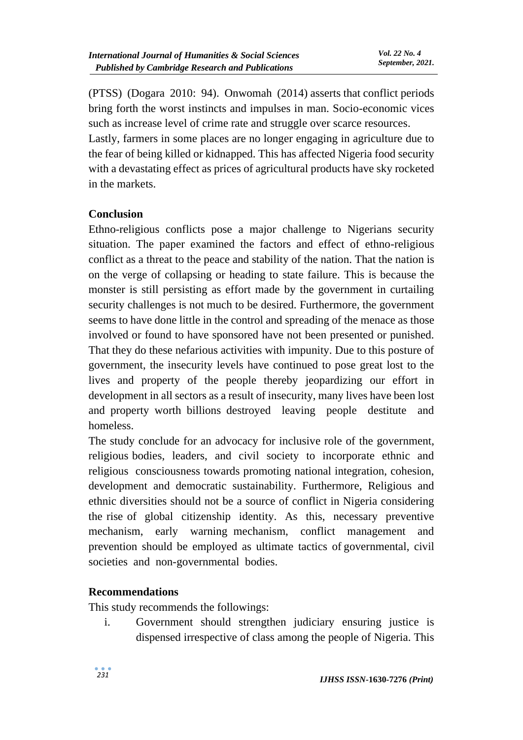(PTSS) (Dogara 2010: 94). Onwomah (2014) asserts that conflict periods bring forth the worst instincts and impulses in man. Socio-economic vices such as increase level of crime rate and struggle over scarce resources.
Lastly, farmers in some places are no longer engaging in agriculture due to the fear of being killed or kidnapped. This has affected Nigeria food security with a devastating effect as prices of agricultural products have sky rocketed in the markets.

## Conclusion

Ethno-religious conflicts pose a major challenge to Nigerians security situation. The paper examined the factors and effect of ethno-religious conflict as a threat to the peace and stability of the nation. That the nation is on the verge of collapsing or heading to state failure. This is because the monster is still persisting as effort made by the government in curtailing security challenges is not much to be desired. Furthermore, the government seems to have done little in the control and spreading of the menace as those involved or found to have sponsored have not been presented or punished. That they do these nefarious activities with impunity. Due to this posture of government, the insecurity levels have continued to pose great lost to the lives and property of the people thereby jeopardizing our effort in development in all sectors as a result of insecurity, many lives have been lost and property worth billions destroyed leaving people destitute and homeless.
The study conclude for an advocacy for inclusive role of the government, religious bodies, leaders, and civil society to incorporate ethnic and religious consciousness towards promoting national integration, cohesion, development and democratic sustainability. Furthermore, Religious and ethnic diversities should not be a source of conflict in Nigeria considering the rise of global citizenship identity. As this, necessary preventive mechanism, early warning mechanism, conflict management and prevention should be employed as ultimate tactics of governmental, civil societies and non-governmental bodies.

## Recommendations

This study recommends the followings:

i. Government should strengthen judiciary ensuring justice is dispensed irrespective of class among the people of Nigeria. This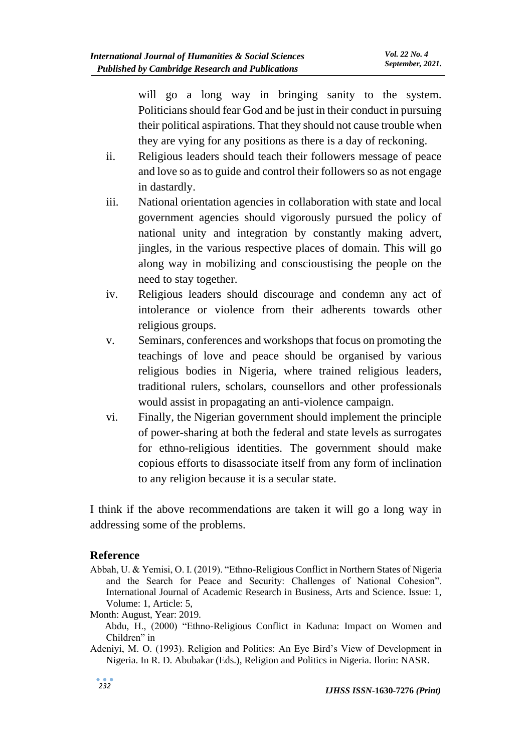will go a long way in bringing sanity to the system. Politicians should fear God and be just in their conduct in pursuing their political aspirations. That they should not cause trouble when they are vying for any positions as there is a day of reckoning.

ii. Religious leaders should teach their followers message of peace and love so as to guide and control their followers so as not engage in dastardly.

iii. National orientation agencies in collaboration with state and local government agencies should vigorously pursued the policy of national unity and integration by constantly making advert, jingles, in the various respective places of domain. This will go along way in mobilizing and conscioustising the people on the need to stay together.

iv. Religious leaders should discourage and condemn any act of intolerance or violence from their adherents towards other religious groups.

v. Seminars, conferences and workshops that focus on promoting the teachings of love and peace should be organised by various religious bodies in Nigeria, where trained religious leaders, traditional rulers, scholars, counsellors and other professionals would assist in propagating an anti-violence campaign.

vi. Finally, the Nigerian government should implement the principle of power-sharing at both the federal and state levels as surrogates for ethno-religious identities. The government should make copious efforts to disassociate itself from any form of inclination to any religion because it is a secular state.

I think if the above recommendations are taken it will go a long way in addressing some of the problems.

## Reference

Abbah, U. & Yemisi, O. I. (2019). "Ethno-Religious Conflict in Northern States of Nigeria and the Search for Peace and Security: Challenges of National Cohesion". International Journal of Academic Research in Business, Arts and Science. Issue: 1, Volume: 1, Article: 5,

Month: August, Year: 2019.

Abdu, H., (2000) "Ethno-Religious Conflict in Kaduna: Impact on Women and Children" in

Adeniyi, M. O. (1993). Religion and Politics: An Eye Bird's View of Development in Nigeria. In R. D. Abubakar (Eds.), Religion and Politics in Nigeria. Ilorin: NASR.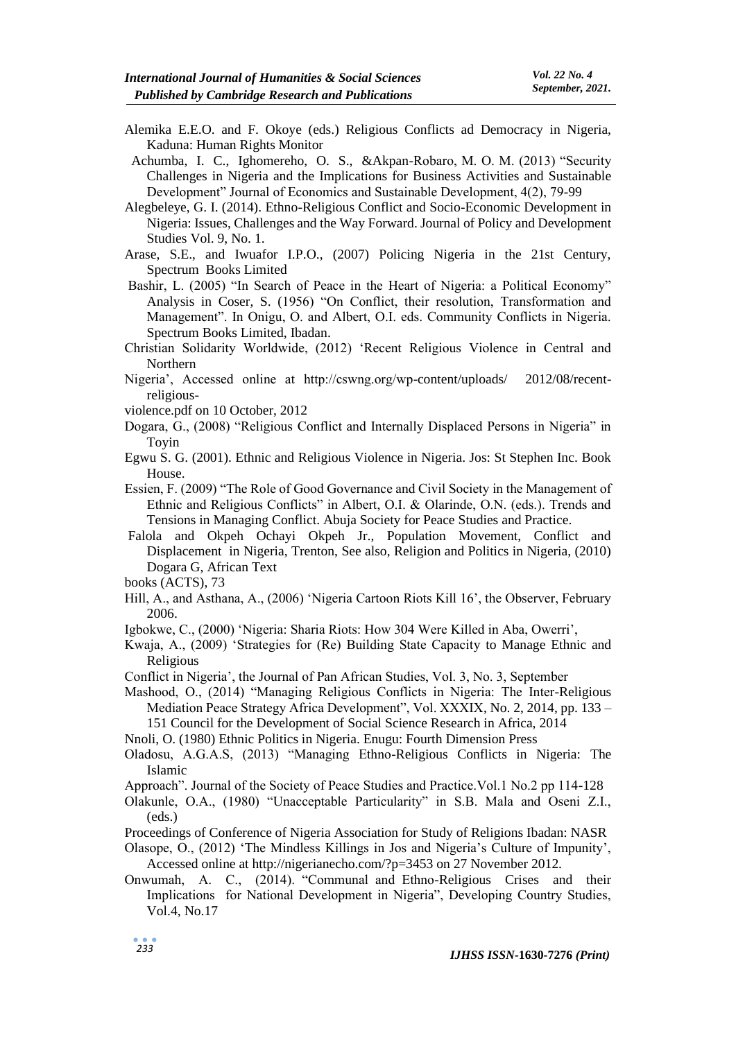Alemika E.E.O. and F. Okoye (eds.) Religious Conflicts ad Democracy in Nigeria, Kaduna: Human Rights Monitor

Achumba, I. C., Ighomereho, O. S., &Akpan-Robaro, M. O. M. (2013) "Security Challenges in Nigeria and the Implications for Business Activities and Sustainable Development" Journal of Economics and Sustainable Development, 4(2), 79-99

Alegbeleye, G. I. (2014). Ethno-Religious Conflict and Socio-Economic Development in Nigeria: Issues, Challenges and the Way Forward. Journal of Policy and Development Studies Vol. 9, No. 1.

Arase, S.E., and Iwuafor I.P.O., (2007) Policing Nigeria in the 21st Century, Spectrum Books Limited

Bashir, L. (2005) "In Search of Peace in the Heart of Nigeria: a Political Economy" Analysis in Coser, S. (1956) "On Conflict, their resolution, Transformation and Management". In Onigu, O. and Albert, O.I. eds. Community Conflicts in Nigeria. Spectrum Books Limited, Ibadan.

Christian Solidarity Worldwide, (2012) 'Recent Religious Violence in Central and Northern

Nigeria', Accessed online at http://cswng.org/wp-content/uploads/ 2012/08/recent-religious-

violence.pdf on 10 October, 2012

Dogara, G., (2008) "Religious Conflict and Internally Displaced Persons in Nigeria" in Toyin

Egwu S. G. (2001). Ethnic and Religious Violence in Nigeria. Jos: St Stephen Inc. Book House.

Essien, F. (2009) "The Role of Good Governance and Civil Society in the Management of Ethnic and Religious Conflicts" in Albert, O.I. & Olarinde, O.N. (eds.). Trends and Tensions in Managing Conflict. Abuja Society for Peace Studies and Practice.

Falola and Okpeh Ochayi Okpeh Jr., Population Movement, Conflict and Displacement in Nigeria, Trenton, See also, Religion and Politics in Nigeria, (2010) Dogara G, African Text

books (ACTS), 73

Hill, A., and Asthana, A., (2006) 'Nigeria Cartoon Riots Kill 16', the Observer, February 2006.

Igbokwe, C., (2000) 'Nigeria: Sharia Riots: How 304 Were Killed in Aba, Owerri',

Kwaja, A., (2009) 'Strategies for (Re) Building State Capacity to Manage Ethnic and Religious

Conflict in Nigeria', the Journal of Pan African Studies, Vol. 3, No. 3, September

Mashood, O., (2014) "Managing Religious Conflicts in Nigeria: The Inter-Religious Mediation Peace Strategy Africa Development", Vol. XXXIX, No. 2, 2014, pp. 133 – 151 Council for the Development of Social Science Research in Africa, 2014

Nnoli, O. (1980) Ethnic Politics in Nigeria. Enugu: Fourth Dimension Press

Oladosu, A.G.A.S, (2013) "Managing Ethno-Religious Conflicts in Nigeria: The Islamic

Approach". Journal of the Society of Peace Studies and Practice.Vol.1 No.2 pp 114-128

Olakunle, O.A., (1980) "Unacceptable Particularity" in S.B. Mala and Oseni Z.I., (eds.)

Proceedings of Conference of Nigeria Association for Study of Religions Ibadan: NASR

Olasope, O., (2012) 'The Mindless Killings in Jos and Nigeria's Culture of Impunity', Accessed online at http://nigerianecho.com/?p=3453 on 27 November 2012.

Onwumah, A. C., (2014). "Communal and Ethno-Religious Crises and their Implications for National Development in Nigeria", Developing Country Studies, Vol.4, No.17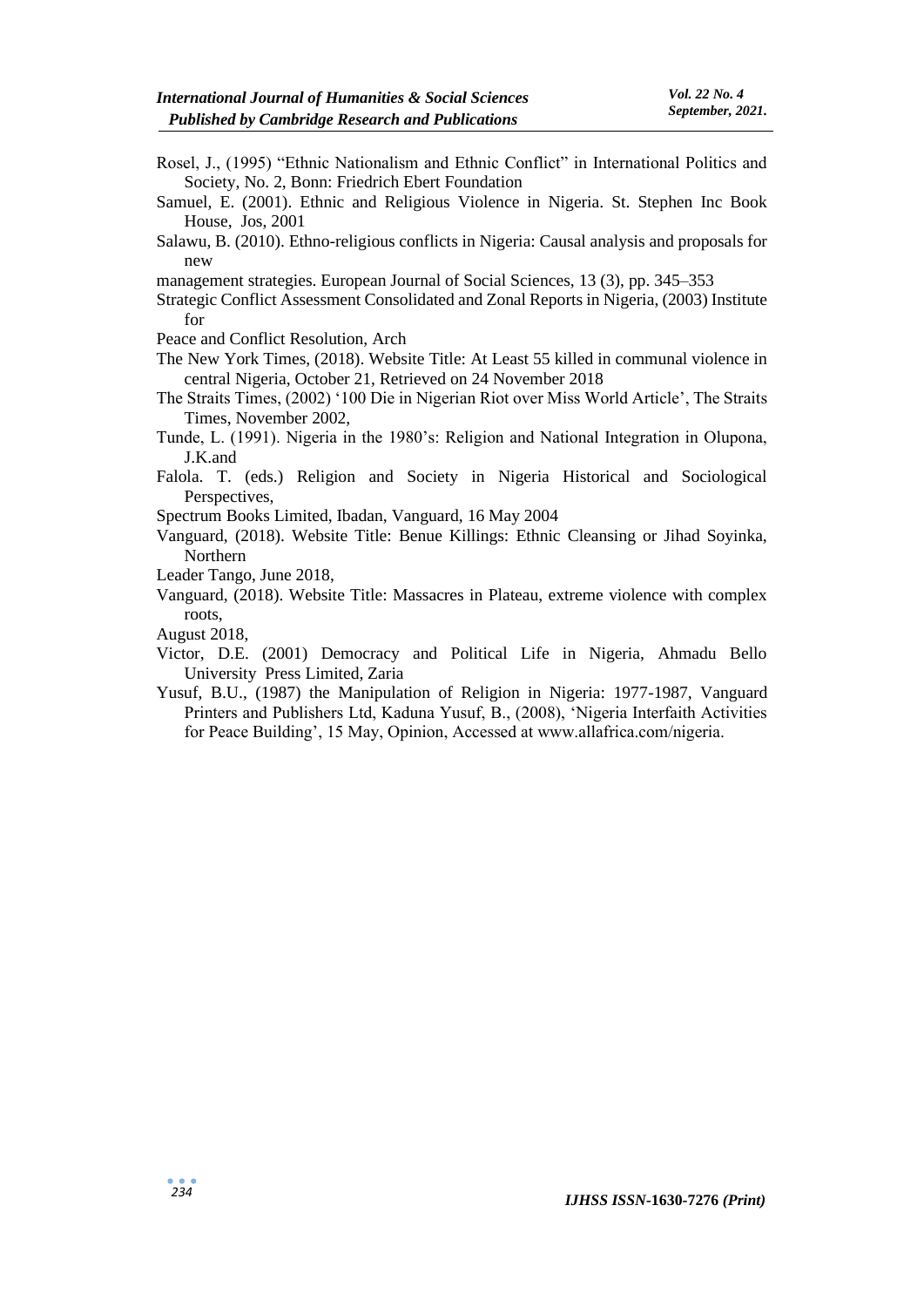Rosel, J., (1995) "Ethnic Nationalism and Ethnic Conflict" in International Politics and Society, No. 2, Bonn: Friedrich Ebert Foundation

Samuel, E. (2001). Ethnic and Religious Violence in Nigeria. St. Stephen Inc Book House, Jos, 2001

Salawu, B. (2010). Ethno-religious conflicts in Nigeria: Causal analysis and proposals for new

management strategies. European Journal of Social Sciences, 13 (3), pp. 345–353

Strategic Conflict Assessment Consolidated and Zonal Reports in Nigeria, (2003) Institute for

Peace and Conflict Resolution, Arch

The New York Times, (2018). Website Title: At Least 55 killed in communal violence in central Nigeria, October 21, Retrieved on 24 November 2018

The Straits Times, (2002) '100 Die in Nigerian Riot over Miss World Article', The Straits Times, November 2002,

Tunde, L. (1991). Nigeria in the 1980's: Religion and National Integration in Olupona, J.K.and

Falola. T. (eds.) Religion and Society in Nigeria Historical and Sociological Perspectives,

Spectrum Books Limited, Ibadan, Vanguard, 16 May 2004

Vanguard, (2018). Website Title: Benue Killings: Ethnic Cleansing or Jihad Soyinka, Northern

Leader Tango, June 2018,

Vanguard, (2018). Website Title: Massacres in Plateau, extreme violence with complex roots,

August 2018,

Victor, D.E. (2001) Democracy and Political Life in Nigeria, Ahmadu Bello University Press Limited, Zaria

Yusuf, B.U., (1987) the Manipulation of Religion in Nigeria: 1977-1987, Vanguard Printers and Publishers Ltd, Kaduna Yusuf, B., (2008), 'Nigeria Interfaith Activities for Peace Building', 15 May, Opinion, Accessed at www.allafrica.com/nigeria.